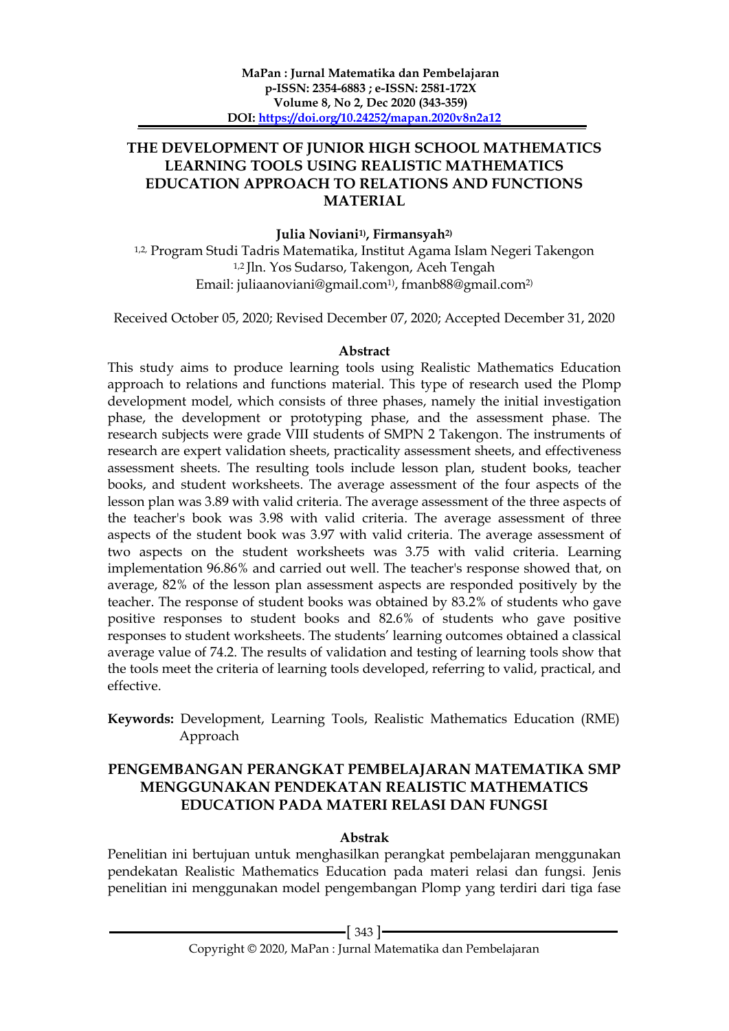# THE DEVELOPMENT OF JUNIOR HIGH SCHOOL MATHEMATICS LEARNING TOOLS USING REALISTIC MATHEMATICS EDUCATION APPROACH TO RELATIONS AND FUNCTIONS MATERIAL

**Julia Noviani[1)], Firmansyah[2)]**

[1,2,] Program Studi Tadris Matematika, Institut Agama Islam Negeri Takengon
[1,2] Jln. Yos Sudarso, Takengon, Aceh Tengah
Email: juliaanoviani@gmail.com[1)], fmanb88@gmail.com[2)]

Received October 05, 2020; Revised December 07, 2020; Accepted December 31, 2020

### Abstract

This study aims to produce learning tools using Realistic Mathematics Education approach to relations and functions material. This type of research used the Plomp development model, which consists of three phases, namely the initial investigation phase, the development or prototyping phase, and the assessment phase. The research subjects were grade VIII students of SMPN 2 Takengon. The instruments of research are expert validation sheets, practicality assessment sheets, and effectiveness assessment sheets. The resulting tools include lesson plan, student books, teacher books, and student worksheets. The average assessment of the four aspects of the lesson plan was 3.89 with valid criteria. The average assessment of the three aspects of the teacher's book was 3.98 with valid criteria. The average assessment of three aspects of the student book was 3.97 with valid criteria. The average assessment of two aspects on the student worksheets was 3.75 with valid criteria. Learning implementation 96.86% and carried out well. The teacher's response showed that, on average, 82% of the lesson plan assessment aspects are responded positively by the teacher. The response of student books was obtained by 83.2% of students who gave positive responses to student books and 82.6% of students who gave positive responses to student worksheets. The students' learning outcomes obtained a classical average value of 74.2. The results of validation and testing of learning tools show that the tools meet the criteria of learning tools developed, referring to valid, practical, and effective.

**Keywords:** Development, Learning Tools, Realistic Mathematics Education (RME) Approach

# PENGEMBANGAN PERANGKAT PEMBELAJARAN MATEMATIKA SMP MENGGUNAKAN PENDEKATAN REALISTIC MATHEMATICS EDUCATION PADA MATERI RELASI DAN FUNGSI

### Abstrak

Penelitian ini bertujuan untuk menghasilkan perangkat pembelajaran menggunakan pendekatan Realistic Mathematics Education pada materi relasi dan fungsi. Jenis penelitian ini menggunakan model pengembangan Plomp yang terdiri dari tiga fase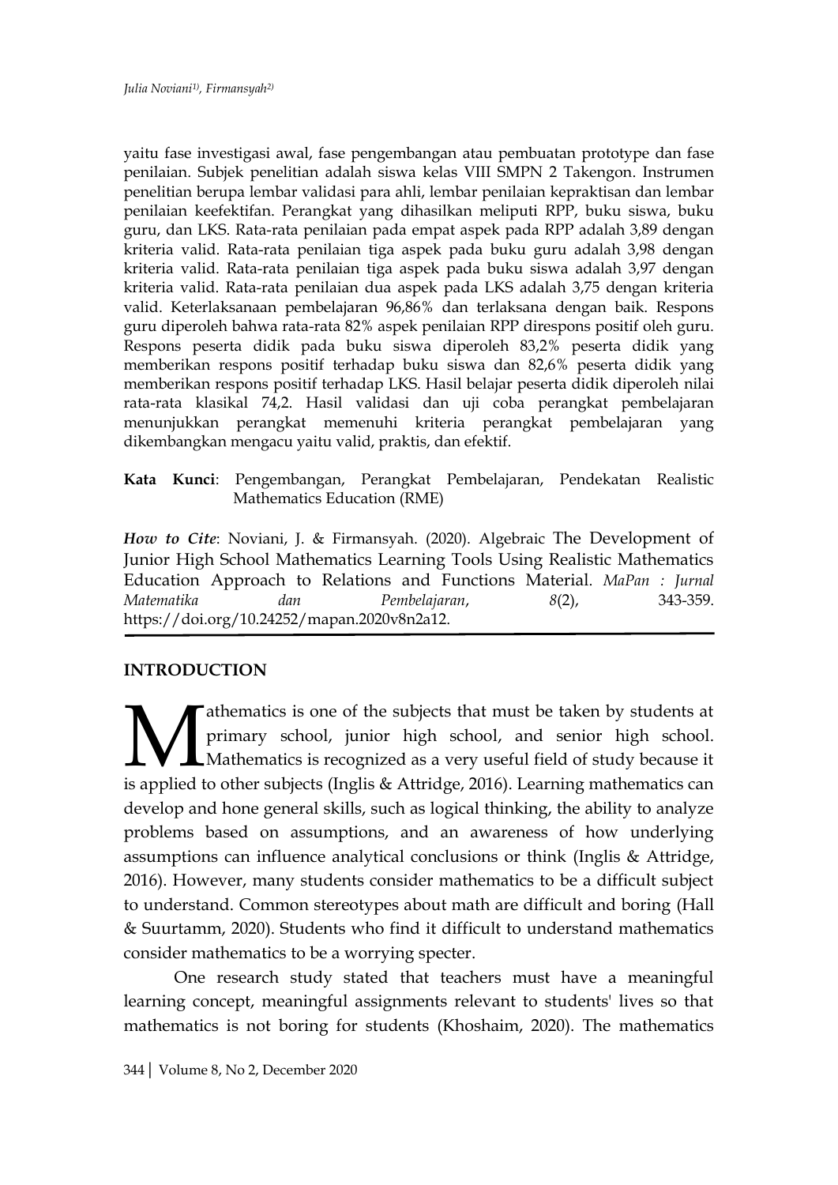yaitu fase investigasi awal, fase pengembangan atau pembuatan prototype dan fase penilaian. Subjek penelitian adalah siswa kelas VIII SMPN 2 Takengon. Instrumen penelitian berupa lembar validasi para ahli, lembar penilaian kepraktisan dan lembar penilaian keefektifan. Perangkat yang dihasilkan meliputi RPP, buku siswa, buku guru, dan LKS. Rata-rata penilaian pada empat aspek pada RPP adalah 3,89 dengan kriteria valid. Rata-rata penilaian tiga aspek pada buku guru adalah 3,98 dengan kriteria valid. Rata-rata penilaian tiga aspek pada buku siswa adalah 3,97 dengan kriteria valid. Rata-rata penilaian dua aspek pada LKS adalah 3,75 dengan kriteria valid. Keterlaksanaan pembelajaran 96,86% dan terlaksana dengan baik. Respons guru diperoleh bahwa rata-rata 82% aspek penilaian RPP direspons positif oleh guru. Respons peserta didik pada buku siswa diperoleh 83,2% peserta didik yang memberikan respons positif terhadap buku siswa dan 82,6% peserta didik yang memberikan respons positif terhadap LKS. Hasil belajar peserta didik diperoleh nilai rata-rata klasikal 74,2. Hasil validasi dan uji coba perangkat pembelajaran menunjukkan perangkat memenuhi kriteria perangkat pembelajaran yang dikembangkan mengacu yaitu valid, praktis, dan efektif.

**Kata Kunci**: Pengembangan, Perangkat Pembelajaran, Pendekatan Realistic Mathematics Education (RME)

***How to Cite***: Noviani, J. & Firmansyah. (2020). Algebraic The Development of Junior High School Mathematics Learning Tools Using Realistic Mathematics Education Approach to Relations and Functions Material. *MaPan : Jurnal Matematika dan Pembelajaran*, *8*(2), 343-359. https://doi.org/10.24252/mapan.2020v8n2a12.

## INTRODUCTION

Mathematics is one of the subjects that must be taken by students at primary school, junior high school, and senior high school. Mathematics is recognized as a very useful field of study because it is applied to other subjects (Inglis & Attridge, 2016). Learning mathematics can develop and hone general skills, such as logical thinking, the ability to analyze problems based on assumptions, and an awareness of how underlying assumptions can influence analytical conclusions or think (Inglis & Attridge, 2016). However, many students consider mathematics to be a difficult subject to understand. Common stereotypes about math are difficult and boring (Hall & Suurtamm, 2020). Students who find it difficult to understand mathematics consider mathematics to be a worrying specter.

One research study stated that teachers must have a meaningful learning concept, meaningful assignments relevant to students' lives so that mathematics is not boring for students (Khoshaim, 2020). The mathematics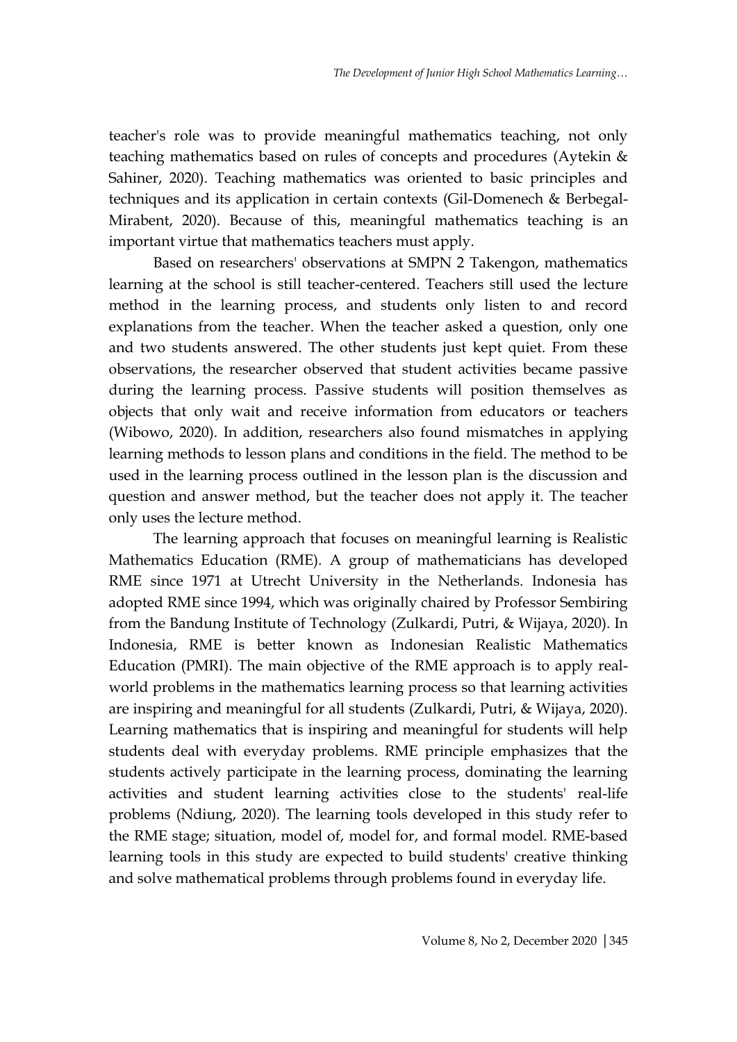teacher's role was to provide meaningful mathematics teaching, not only teaching mathematics based on rules of concepts and procedures (Aytekin & Sahiner, 2020). Teaching mathematics was oriented to basic principles and techniques and its application in certain contexts (Gil-Domenech & Berbegal-Mirabent, 2020). Because of this, meaningful mathematics teaching is an important virtue that mathematics teachers must apply.

Based on researchers' observations at SMPN 2 Takengon, mathematics learning at the school is still teacher-centered. Teachers still used the lecture method in the learning process, and students only listen to and record explanations from the teacher. When the teacher asked a question, only one and two students answered. The other students just kept quiet. From these observations, the researcher observed that student activities became passive during the learning process. Passive students will position themselves as objects that only wait and receive information from educators or teachers (Wibowo, 2020). In addition, researchers also found mismatches in applying learning methods to lesson plans and conditions in the field. The method to be used in the learning process outlined in the lesson plan is the discussion and question and answer method, but the teacher does not apply it. The teacher only uses the lecture method.

The learning approach that focuses on meaningful learning is Realistic Mathematics Education (RME). A group of mathematicians has developed RME since 1971 at Utrecht University in the Netherlands. Indonesia has adopted RME since 1994, which was originally chaired by Professor Sembiring from the Bandung Institute of Technology (Zulkardi, Putri, & Wijaya, 2020). In Indonesia, RME is better known as Indonesian Realistic Mathematics Education (PMRI). The main objective of the RME approach is to apply real-world problems in the mathematics learning process so that learning activities are inspiring and meaningful for all students (Zulkardi, Putri, & Wijaya, 2020). Learning mathematics that is inspiring and meaningful for students will help students deal with everyday problems. RME principle emphasizes that the students actively participate in the learning process, dominating the learning activities and student learning activities close to the students' real-life problems (Ndiung, 2020). The learning tools developed in this study refer to the RME stage; situation, model of, model for, and formal model. RME-based learning tools in this study are expected to build students' creative thinking and solve mathematical problems through problems found in everyday life.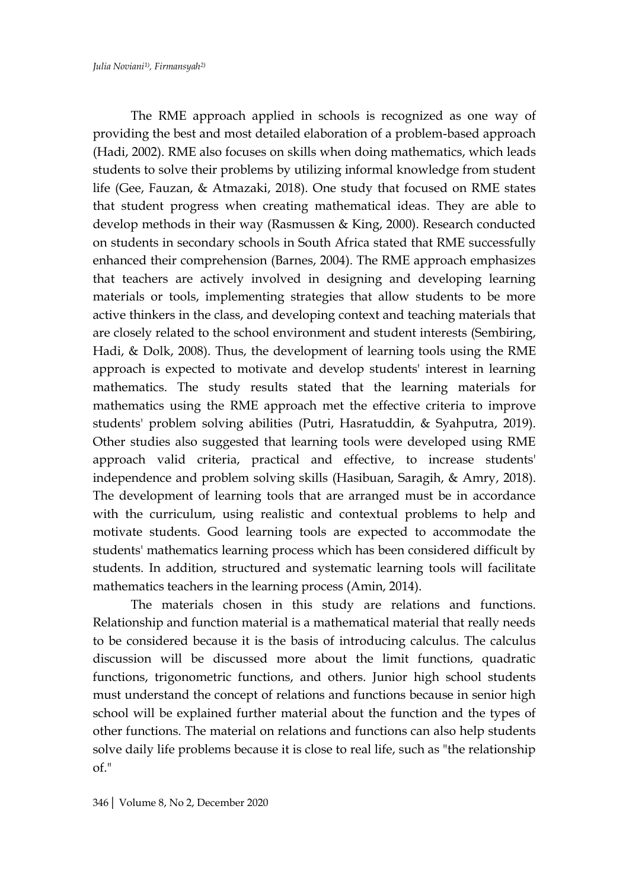The RME approach applied in schools is recognized as one way of providing the best and most detailed elaboration of a problem-based approach (Hadi, 2002). RME also focuses on skills when doing mathematics, which leads students to solve their problems by utilizing informal knowledge from student life (Gee, Fauzan, & Atmazaki, 2018). One study that focused on RME states that student progress when creating mathematical ideas. They are able to develop methods in their way (Rasmussen & King, 2000). Research conducted on students in secondary schools in South Africa stated that RME successfully enhanced their comprehension (Barnes, 2004). The RME approach emphasizes that teachers are actively involved in designing and developing learning materials or tools, implementing strategies that allow students to be more active thinkers in the class, and developing context and teaching materials that are closely related to the school environment and student interests (Sembiring, Hadi, & Dolk, 2008). Thus, the development of learning tools using the RME approach is expected to motivate and develop students' interest in learning mathematics. The study results stated that the learning materials for mathematics using the RME approach met the effective criteria to improve students' problem solving abilities (Putri, Hasratuddin, & Syahputra, 2019). Other studies also suggested that learning tools were developed using RME approach valid criteria, practical and effective, to increase students' independence and problem solving skills (Hasibuan, Saragih, & Amry, 2018). The development of learning tools that are arranged must be in accordance with the curriculum, using realistic and contextual problems to help and motivate students. Good learning tools are expected to accommodate the students' mathematics learning process which has been considered difficult by students. In addition, structured and systematic learning tools will facilitate mathematics teachers in the learning process (Amin, 2014).

The materials chosen in this study are relations and functions. Relationship and function material is a mathematical material that really needs to be considered because it is the basis of introducing calculus. The calculus discussion will be discussed more about the limit functions, quadratic functions, trigonometric functions, and others. Junior high school students must understand the concept of relations and functions because in senior high school will be explained further material about the function and the types of other functions. The material on relations and functions can also help students solve daily life problems because it is close to real life, such as "the relationship of."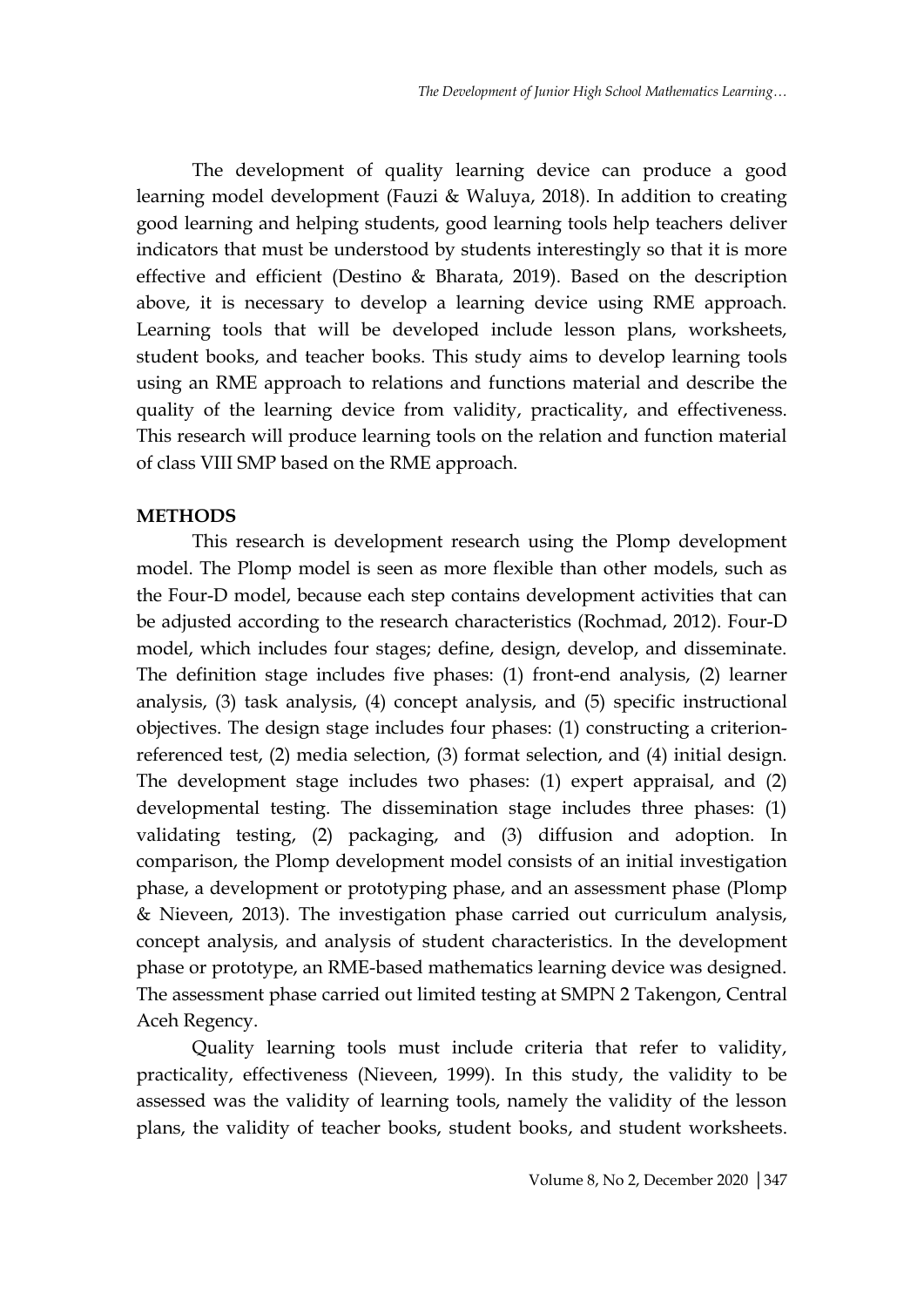The development of quality learning device can produce a good learning model development (Fauzi & Waluya, 2018). In addition to creating good learning and helping students, good learning tools help teachers deliver indicators that must be understood by students interestingly so that it is more effective and efficient (Destino & Bharata, 2019). Based on the description above, it is necessary to develop a learning device using RME approach. Learning tools that will be developed include lesson plans, worksheets, student books, and teacher books. This study aims to develop learning tools using an RME approach to relations and functions material and describe the quality of the learning device from validity, practicality, and effectiveness. This research will produce learning tools on the relation and function material of class VIII SMP based on the RME approach.

## METHODS

This research is development research using the Plomp development model. The Plomp model is seen as more flexible than other models, such as the Four-D model, because each step contains development activities that can be adjusted according to the research characteristics (Rochmad, 2012). Four-D model, which includes four stages; define, design, develop, and disseminate. The definition stage includes five phases: (1) front-end analysis, (2) learner analysis, (3) task analysis, (4) concept analysis, and (5) specific instructional objectives. The design stage includes four phases: (1) constructing a criterion-referenced test, (2) media selection, (3) format selection, and (4) initial design. The development stage includes two phases: (1) expert appraisal, and (2) developmental testing. The dissemination stage includes three phases: (1) validating testing, (2) packaging, and (3) diffusion and adoption. In comparison, the Plomp development model consists of an initial investigation phase, a development or prototyping phase, and an assessment phase (Plomp & Nieveen, 2013). The investigation phase carried out curriculum analysis, concept analysis, and analysis of student characteristics. In the development phase or prototype, an RME-based mathematics learning device was designed. The assessment phase carried out limited testing at SMPN 2 Takengon, Central Aceh Regency.

Quality learning tools must include criteria that refer to validity, practicality, effectiveness (Nieveen, 1999). In this study, the validity to be assessed was the validity of learning tools, namely the validity of the lesson plans, the validity of teacher books, student books, and student worksheets.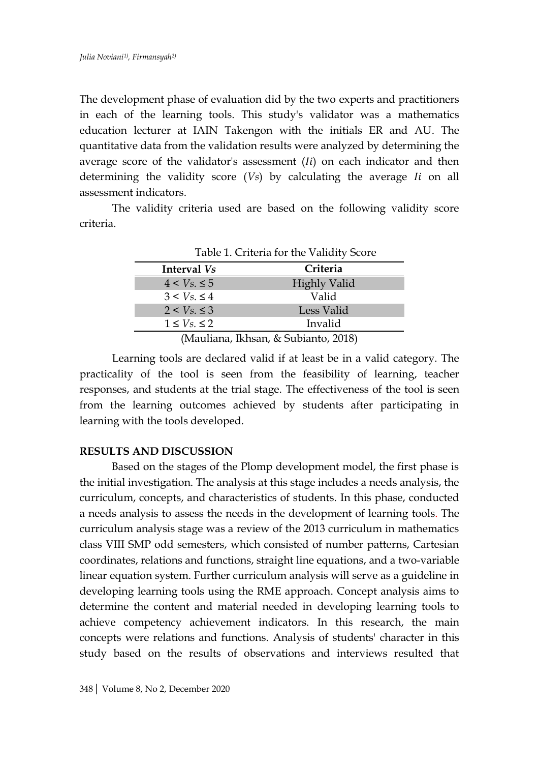The development phase of evaluation did by the two experts and practitioners in each of the learning tools. This study's validator was a mathematics education lecturer at IAIN Takengon with the initials ER and AU. The quantitative data from the validation results were analyzed by determining the average score of the validator's assessment ($Ii$) on each indicator and then determining the validity score ($Vs$) by calculating the average $Ii$ on all assessment indicators.

The validity criteria used are based on the following validity score criteria.

Table 1. Criteria for the Validity Score

| Interval $Vs$ | Criteria |
| --- | --- |
| $4 < Vs. \leq 5$ | Highly Valid |
| $3 < Vs. \leq 4$ | Valid |
| $2 < Vs. \leq 3$ | Less Valid |
| $1 \leq Vs. \leq 2$ | Invalid |

(Mauliana, Ikhsan, & Subianto, 2018)

Learning tools are declared valid if at least be in a valid category. The practicality of the tool is seen from the feasibility of learning, teacher responses, and students at the trial stage. The effectiveness of the tool is seen from the learning outcomes achieved by students after participating in learning with the tools developed.

## RESULTS AND DISCUSSION

Based on the stages of the Plomp development model, the first phase is the initial investigation. The analysis at this stage includes a needs analysis, the curriculum, concepts, and characteristics of students. In this phase, conducted a needs analysis to assess the needs in the development of learning tools. The curriculum analysis stage was a review of the 2013 curriculum in mathematics class VIII SMP odd semesters, which consisted of number patterns, Cartesian coordinates, relations and functions, straight line equations, and a two-variable linear equation system. Further curriculum analysis will serve as a guideline in developing learning tools using the RME approach. Concept analysis aims to determine the content and material needed in developing learning tools to achieve competency achievement indicators. In this research, the main concepts were relations and functions. Analysis of students' character in this study based on the results of observations and interviews resulted that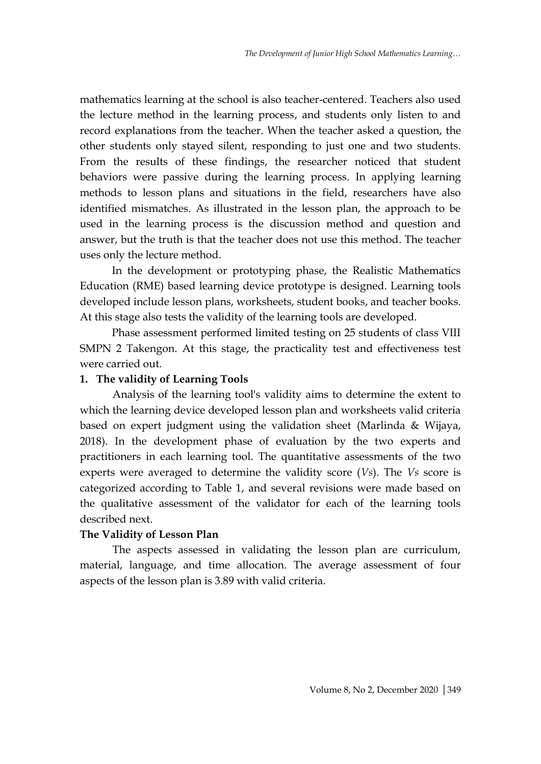mathematics learning at the school is also teacher-centered. Teachers also used the lecture method in the learning process, and students only listen to and record explanations from the teacher. When the teacher asked a question, the other students only stayed silent, responding to just one and two students. From the results of these findings, the researcher noticed that student behaviors were passive during the learning process. In applying learning methods to lesson plans and situations in the field, researchers have also identified mismatches. As illustrated in the lesson plan, the approach to be used in the learning process is the discussion method and question and answer, but the truth is that the teacher does not use this method. The teacher uses only the lecture method.

In the development or prototyping phase, the Realistic Mathematics Education (RME) based learning device prototype is designed. Learning tools developed include lesson plans, worksheets, student books, and teacher books. At this stage also tests the validity of the learning tools are developed.

Phase assessment performed limited testing on 25 students of class VIII SMPN 2 Takengon. At this stage, the practicality test and effectiveness test were carried out.

**1. The validity of Learning Tools**

Analysis of the learning tool's validity aims to determine the extent to which the learning device developed lesson plan and worksheets valid criteria based on expert judgment using the validation sheet (Marlinda & Wijaya, 2018). In the development phase of evaluation by the two experts and practitioners in each learning tool. The quantitative assessments of the two experts were averaged to determine the validity score (*Vs*). The *Vs* score is categorized according to Table 1, and several revisions were made based on the qualitative assessment of the validator for each of the learning tools described next.

**The Validity of Lesson Plan**

The aspects assessed in validating the lesson plan are curriculum, material, language, and time allocation. The average assessment of four aspects of the lesson plan is 3.89 with valid criteria.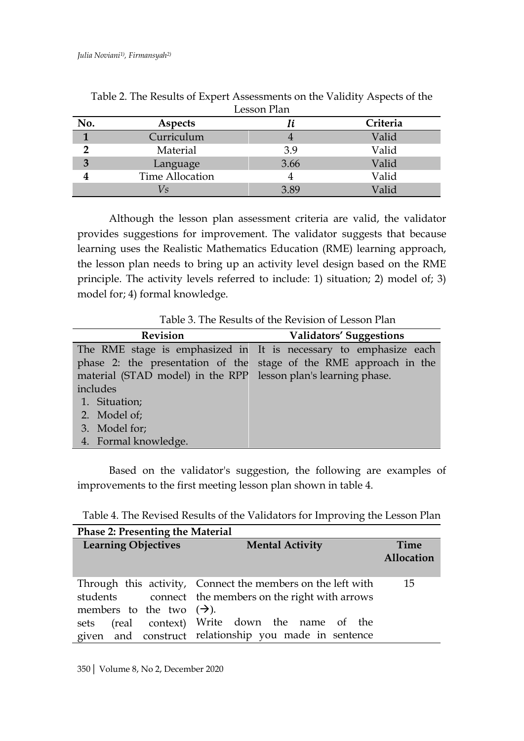Table 2. The Results of Expert Assessments on the Validity Aspects of the Lesson Plan

| No. | Aspects | $I_i$ | Criteria |
|---|---|---|---|
| 1 | Curriculum | 4 | Valid |
| 2 | Material | 3.9 | Valid |
| 3 | Language | 3.66 | Valid |
| 4 | Time Allocation | 4 | Valid |
| | $V_s$ | 3.89 | Valid |

Although the lesson plan assessment criteria are valid, the validator provides suggestions for improvement. The validator suggests that because learning uses the Realistic Mathematics Education (RME) learning approach, the lesson plan needs to bring up an activity level design based on the RME principle. The activity levels referred to include: 1) situation; 2) model of; 3) model for; 4) formal knowledge.

Table 3. The Results of the Revision of Lesson Plan

| Revision | Validators' Suggestions |
|---|---|
| The RME stage is emphasized in phase 2: the presentation of the material (STAD model) in the RPP includes<br>1. Situation;<br>2. Model of;<br>3. Model for;<br>4. Formal knowledge. | It is necessary to emphasize each stage of the RME approach in the lesson plan's learning phase. |

Based on the validator's suggestion, the following are examples of improvements to the first meeting lesson plan shown in table 4.

Table 4. The Revised Results of the Validators for Improving the Lesson Plan

| Phase 2: Presenting the Material | | |
|---|---|---|
| **Learning Objectives** | **Mental Activity** | **Time Allocation** |
| Through this activity, students connect members to the two sets (real context) given and construct | Connect the members on the left with the members on the right with arrows (→).<br>Write down the name of the relationship you made in sentence | 15 |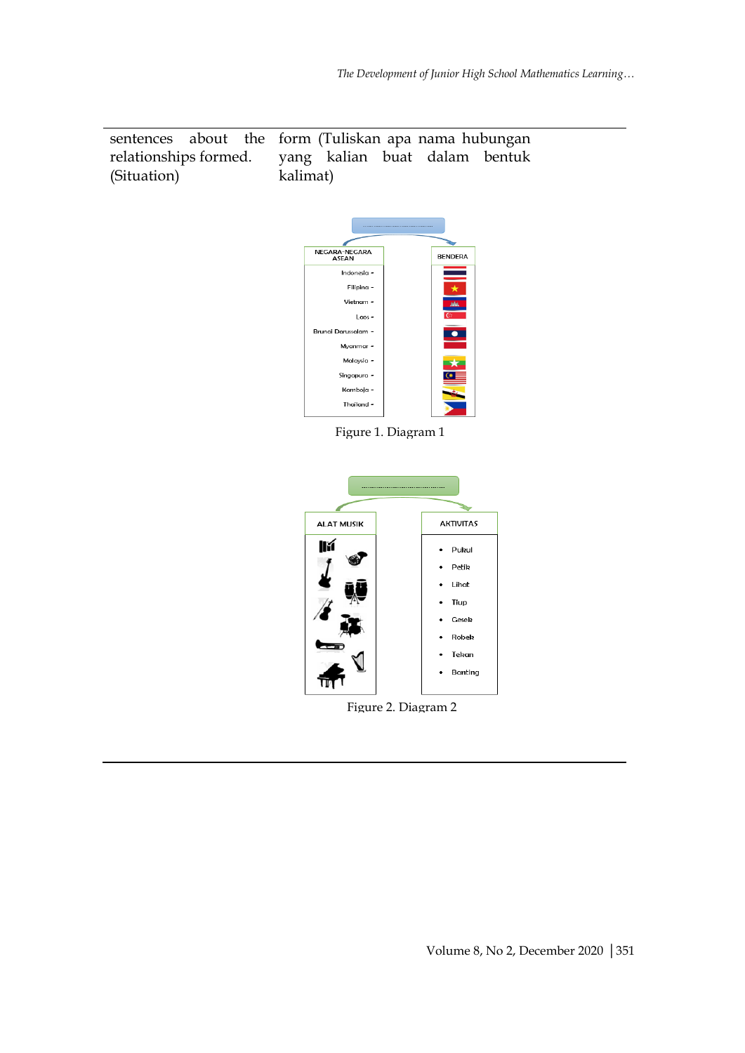| | |
|---|---|
| sentences about the relationships formed. (Situation) | form (Tuliskan apa nama hubungan yang kalian buat dalam bentuk kalimat) |

......................................

NEGARA-NEGARA ASEAN

- Indonesia
- Filipina
- Vietnam
- Laos
- Brunei Darussalam
- Myanmar
- Malaysia
- Singapura
- Kamboja
- Thailand

BENDERA

Figure 1. Diagram 1

......................................

ALAT MUSIK

AKTIVITAS

- Pukul
- Petik
- Lihat
- Tiup
- Gesek
- Robek
- Tekan
- Banting

Figure 2. Diagram 2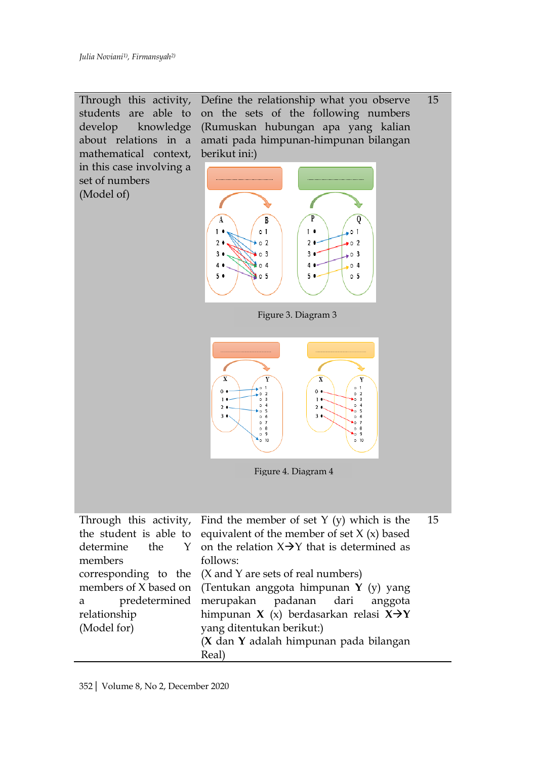| | | |
|---|---|---|
| Through this activity, students are able to develop knowledge about relations in a mathematical context, in this case involving a set of numbers (Model of) | Define the relationship what you observe on the sets of the following numbers (Rumuskan hubungan apa yang kalian amati pada himpunan-himpunan bilangan berikut ini:) Figure 3. Diagram 3 Figure 4. Diagram 4 | 15 |
| Through this activity, the student is able to determine the Y members corresponding to the members of X based on a predetermined relationship (Model for) | Find the member of set Y (y) which is the equivalent of the member of set X (x) based on the relation X→Y that is determined as follows: (X and Y are sets of real numbers) (Tentukan anggota himpunan **Y** (y) yang merupakan padanan dari anggota himpunan **X** (x) berdasarkan relasi **X→Y** yang ditentukan berikut:) (**X** dan **Y** adalah himpunan pada bilangan Real) | 15 |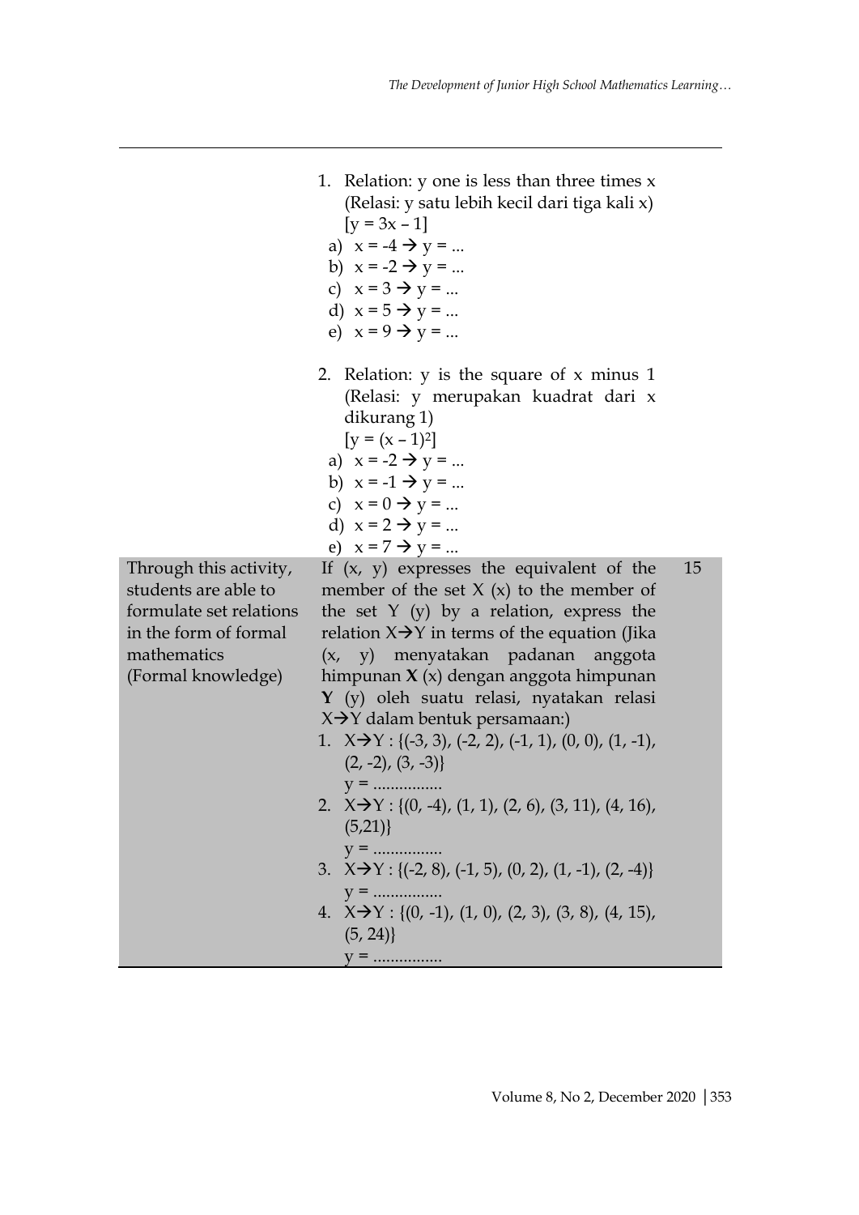| | | |
|---|---|---|
| | 1. Relation: y one is less than three times x (Relasi: y satu lebih kecil dari tiga kali x) [$y = 3x - 1$]<br>a) $x = -4 \rightarrow y = ...$<br>b) $x = -2 \rightarrow y = ...$<br>c) $x = 3 \rightarrow y = ...$<br>d) $x = 5 \rightarrow y = ...$<br>e) $x = 9 \rightarrow y = ...$<br><br>2. Relation: y is the square of x minus 1 (Relasi: y merupakan kuadrat dari x dikurang 1) [$y = (x - 1)^2$]<br>a) $x = -2 \rightarrow y = ...$<br>b) $x = -1 \rightarrow y = ...$<br>c) $x = 0 \rightarrow y = ...$<br>d) $x = 2 \rightarrow y = ...$<br>e) $x = 7 \rightarrow y = ...$ | |
| Through this activity, students are able to formulate set relations in the form of formal mathematics (Formal knowledge) | If (x, y) expresses the equivalent of the member of the set X (x) to the member of the set Y (y) by a relation, express the relation $X \rightarrow Y$ in terms of the equation (Jika (x, y) menyatakan padanan anggota himpunan **X** (x) dengan anggota himpunan **Y** (y) oleh suatu relasi, nyatakan relasi $X \rightarrow Y$ dalam bentuk persamaan:)<br>1. $X \rightarrow Y$ : {(-3, 3), (-2, 2), (-1, 1), (0, 0), (1, -1), (2, -2), (3, -3)}<br>y = ................<br>2. $X \rightarrow Y$ : {(0, -4), (1, 1), (2, 6), (3, 11), (4, 16), (5,21)}<br>y = ................<br>3. $X \rightarrow Y$ : {(-2, 8), (-1, 5), (0, 2), (1, -1), (2, -4)}<br>y = ................<br>4. $X \rightarrow Y$ : {(0, -1), (1, 0), (2, 3), (3, 8), (4, 15), (5, 24)}<br>y = ................ | 15 |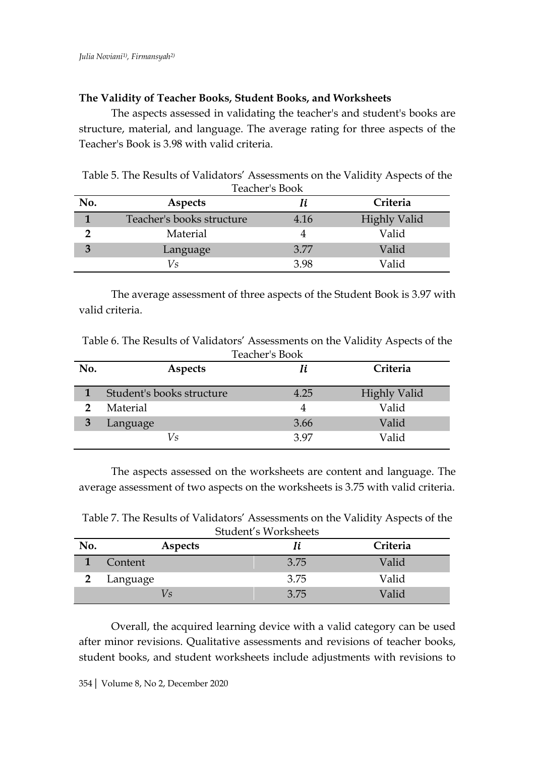**The Validity of Teacher Books, Student Books, and Worksheets**

The aspects assessed in validating the teacher's and student's books are structure, material, and language. The average rating for three aspects of the Teacher's Book is 3.98 with valid criteria.

Table 5. The Results of Validators' Assessments on the Validity Aspects of the Teacher's Book

| No. | Aspects | *Ii* | Criteria |
|---|---|---|---|
| 1 | Teacher's books structure | 4.16 | Highly Valid |
| 2 | Material | 4 | Valid |
| 3 | Language | 3.77 | Valid |
| | *Vs* | 3.98 | Valid |

The average assessment of three aspects of the Student Book is 3.97 with valid criteria.

Table 6. The Results of Validators' Assessments on the Validity Aspects of the Teacher's Book

| No. | Aspects | *Ii* | Criteria |
|---|---|---|---|
| 1 | Student's books structure | 4.25 | Highly Valid |
| 2 | Material | 4 | Valid |
| 3 | Language | 3.66 | Valid |
| | *Vs* | 3.97 | Valid |

The aspects assessed on the worksheets are content and language. The average assessment of two aspects on the worksheets is 3.75 with valid criteria.

Table 7. The Results of Validators' Assessments on the Validity Aspects of the Student's Worksheets

| No. | Aspects | *Ii* | Criteria |
|---|---|---|---|
| 1 | Content | 3.75 | Valid |
| 2 | Language | 3.75 | Valid |
| | *Vs* | 3.75 | Valid |

Overall, the acquired learning device with a valid category can be used after minor revisions. Qualitative assessments and revisions of teacher books, student books, and student worksheets include adjustments with revisions to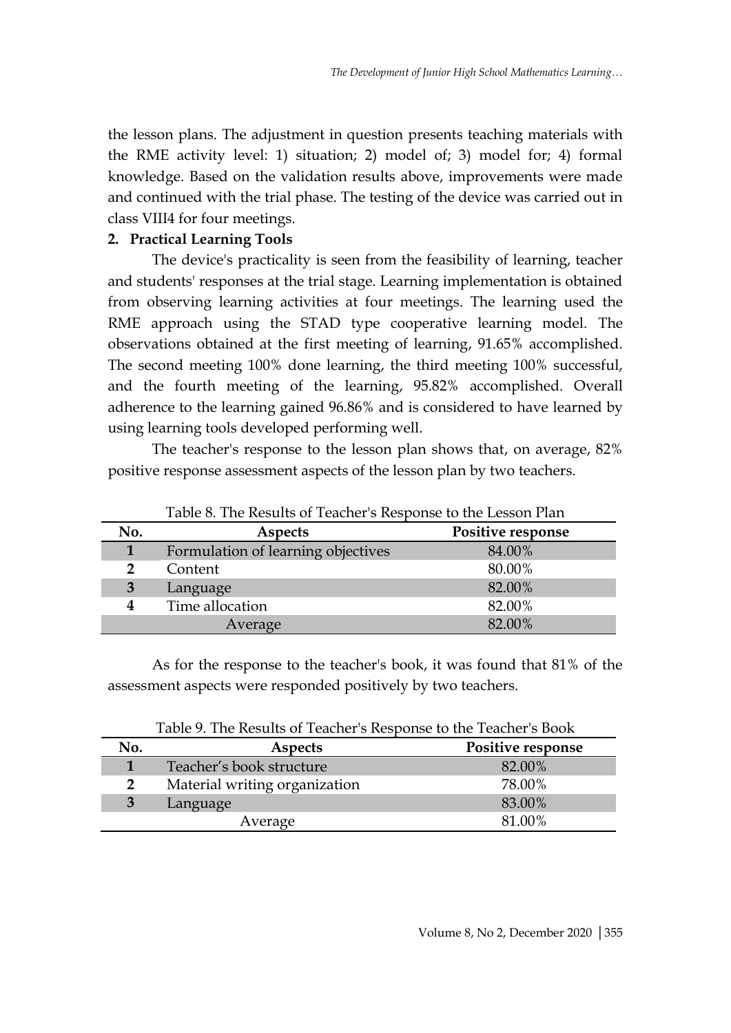the lesson plans. The adjustment in question presents teaching materials with the RME activity level: 1) situation; 2) model of; 3) model for; 4) formal knowledge. Based on the validation results above, improvements were made and continued with the trial phase. The testing of the device was carried out in class VIII4 for four meetings.

**2. Practical Learning Tools**

The device's practicality is seen from the feasibility of learning, teacher and students' responses at the trial stage. Learning implementation is obtained from observing learning activities at four meetings. The learning used the RME approach using the STAD type cooperative learning model. The observations obtained at the first meeting of learning, 91.65% accomplished. The second meeting 100% done learning, the third meeting 100% successful, and the fourth meeting of the learning, 95.82% accomplished. Overall adherence to the learning gained 96.86% and is considered to have learned by using learning tools developed performing well.

The teacher's response to the lesson plan shows that, on average, 82% positive response assessment aspects of the lesson plan by two teachers.

Table 8. The Results of Teacher's Response to the Lesson Plan

| No. | Aspects | Positive response |
|---|---|---|
| 1 | Formulation of learning objectives | 84.00% |
| 2 | Content | 80.00% |
| 3 | Language | 82.00% |
| 4 | Time allocation | 82.00% |
| | Average | 82.00% |

As for the response to the teacher's book, it was found that 81% of the assessment aspects were responded positively by two teachers.

Table 9. The Results of Teacher's Response to the Teacher's Book

| No. | Aspects | Positive response |
|---|---|---|
| 1 | Teacher's book structure | 82.00% |
| 2 | Material writing organization | 78.00% |
| 3 | Language | 83.00% |
| | Average | 81.00% |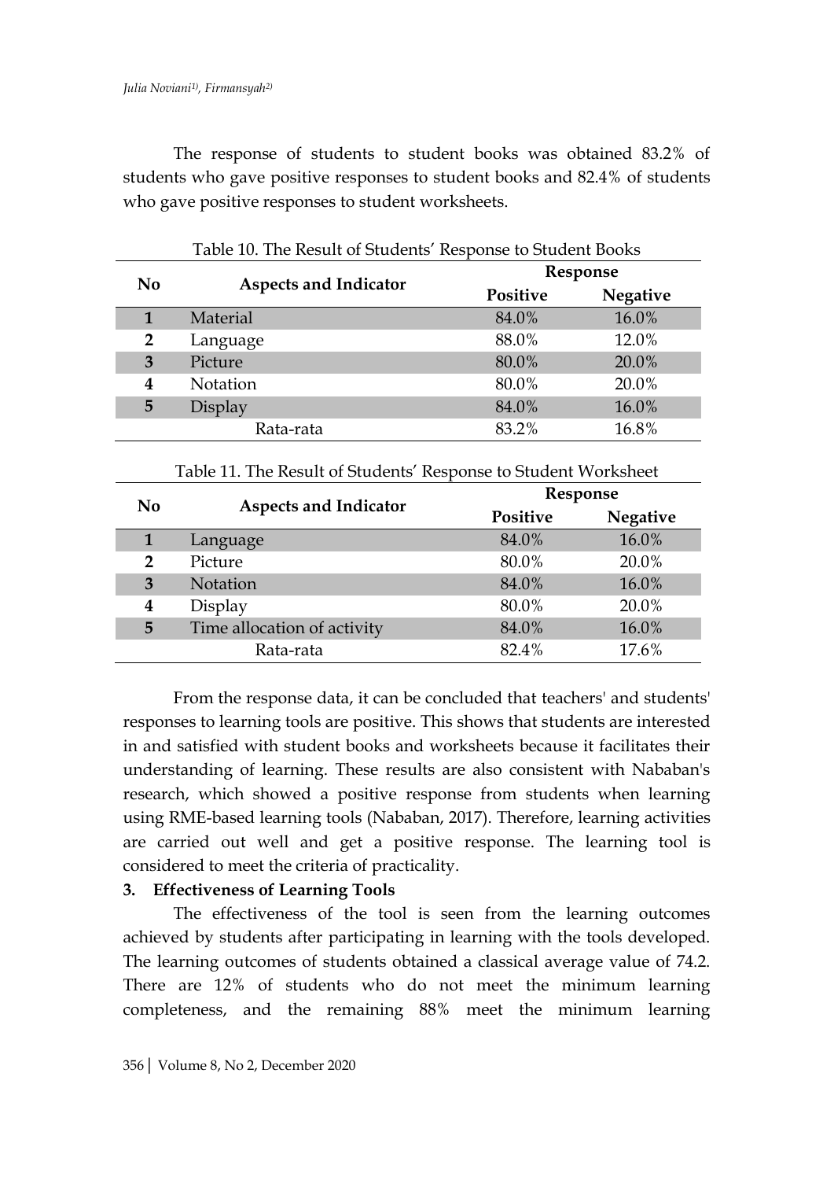The response of students to student books was obtained 83.2% of students who gave positive responses to student books and 82.4% of students who gave positive responses to student worksheets.

Table 10. The Result of Students' Response to Student Books

| No | Aspects and Indicator | Response | |
|---|---|---|---|
| | | Positive | Negative |
| 1 | Material | 84.0% | 16.0% |
| 2 | Language | 88.0% | 12.0% |
| 3 | Picture | 80.0% | 20.0% |
| 4 | Notation | 80.0% | 20.0% |
| 5 | Display | 84.0% | 16.0% |
| | Rata-rata | 83.2% | 16.8% |

Table 11. The Result of Students' Response to Student Worksheet

| No | Aspects and Indicator | Response | |
|---|---|---|---|
| | | Positive | Negative |
| 1 | Language | 84.0% | 16.0% |
| 2 | Picture | 80.0% | 20.0% |
| 3 | Notation | 84.0% | 16.0% |
| 4 | Display | 80.0% | 20.0% |
| 5 | Time allocation of activity | 84.0% | 16.0% |
| | Rata-rata | 82.4% | 17.6% |

From the response data, it can be concluded that teachers' and students' responses to learning tools are positive. This shows that students are interested in and satisfied with student books and worksheets because it facilitates their understanding of learning. These results are also consistent with Nababan's research, which showed a positive response from students when learning using RME-based learning tools (Nababan, 2017). Therefore, learning activities are carried out well and get a positive response. The learning tool is considered to meet the criteria of practicality.

**3. Effectiveness of Learning Tools**

The effectiveness of the tool is seen from the learning outcomes achieved by students after participating in learning with the tools developed. The learning outcomes of students obtained a classical average value of 74.2. There are 12% of students who do not meet the minimum learning completeness, and the remaining 88% meet the minimum learning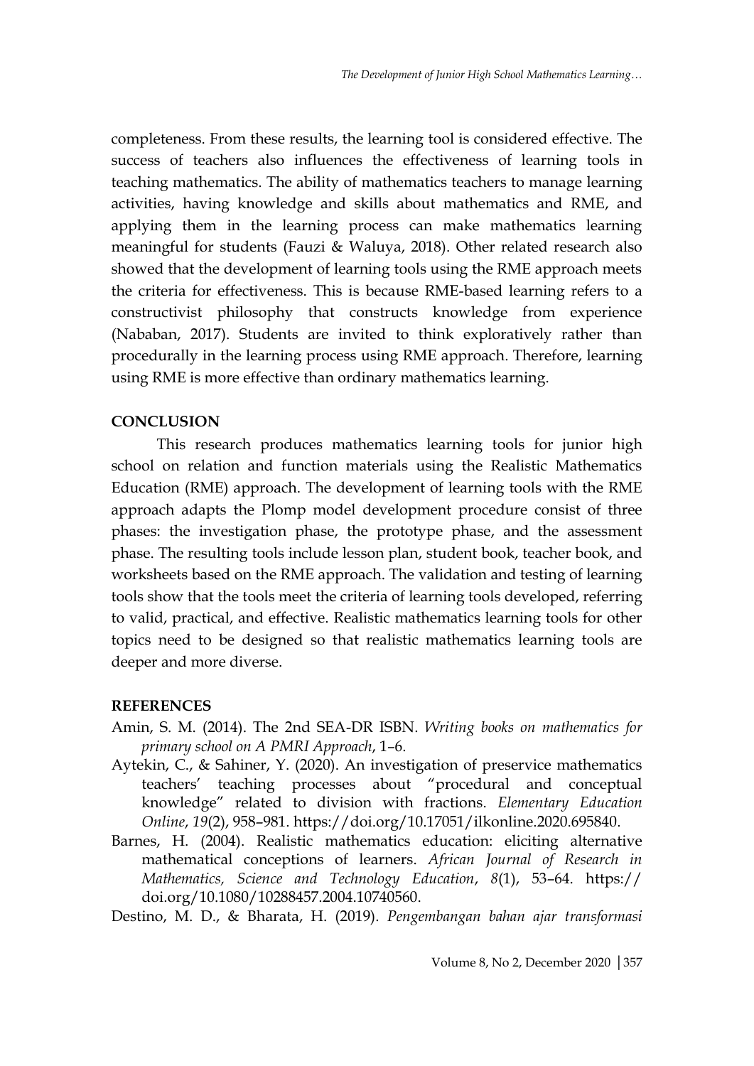completeness. From these results, the learning tool is considered effective. The success of teachers also influences the effectiveness of learning tools in teaching mathematics. The ability of mathematics teachers to manage learning activities, having knowledge and skills about mathematics and RME, and applying them in the learning process can make mathematics learning meaningful for students (Fauzi & Waluya, 2018). Other related research also showed that the development of learning tools using the RME approach meets the criteria for effectiveness. This is because RME-based learning refers to a constructivist philosophy that constructs knowledge from experience (Nababan, 2017). Students are invited to think exploratively rather than procedurally in the learning process using RME approach. Therefore, learning using RME is more effective than ordinary mathematics learning.

## CONCLUSION

This research produces mathematics learning tools for junior high school on relation and function materials using the Realistic Mathematics Education (RME) approach. The development of learning tools with the RME approach adapts the Plomp model development procedure consist of three phases: the investigation phase, the prototype phase, and the assessment phase. The resulting tools include lesson plan, student book, teacher book, and worksheets based on the RME approach. The validation and testing of learning tools show that the tools meet the criteria of learning tools developed, referring to valid, practical, and effective. Realistic mathematics learning tools for other topics need to be designed so that realistic mathematics learning tools are deeper and more diverse.

## REFERENCES

Amin, S. M. (2014). The 2nd SEA-DR ISBN. *Writing books on mathematics for primary school on A PMRI Approach*, 1–6.

Aytekin, C., & Sahiner, Y. (2020). An investigation of preservice mathematics teachers' teaching processes about "procedural and conceptual knowledge" related to division with fractions. *Elementary Education Online*, *19*(2), 958–981. https://doi.org/10.17051/ilkonline.2020.695840.

Barnes, H. (2004). Realistic mathematics education: eliciting alternative mathematical conceptions of learners. *African Journal of Research in Mathematics, Science and Technology Education*, *8*(1), 53–64. https://doi.org/10.1080/10288457.2004.10740560.

Destino, M. D., & Bharata, H. (2019). *Pengembangan bahan ajar transformasi*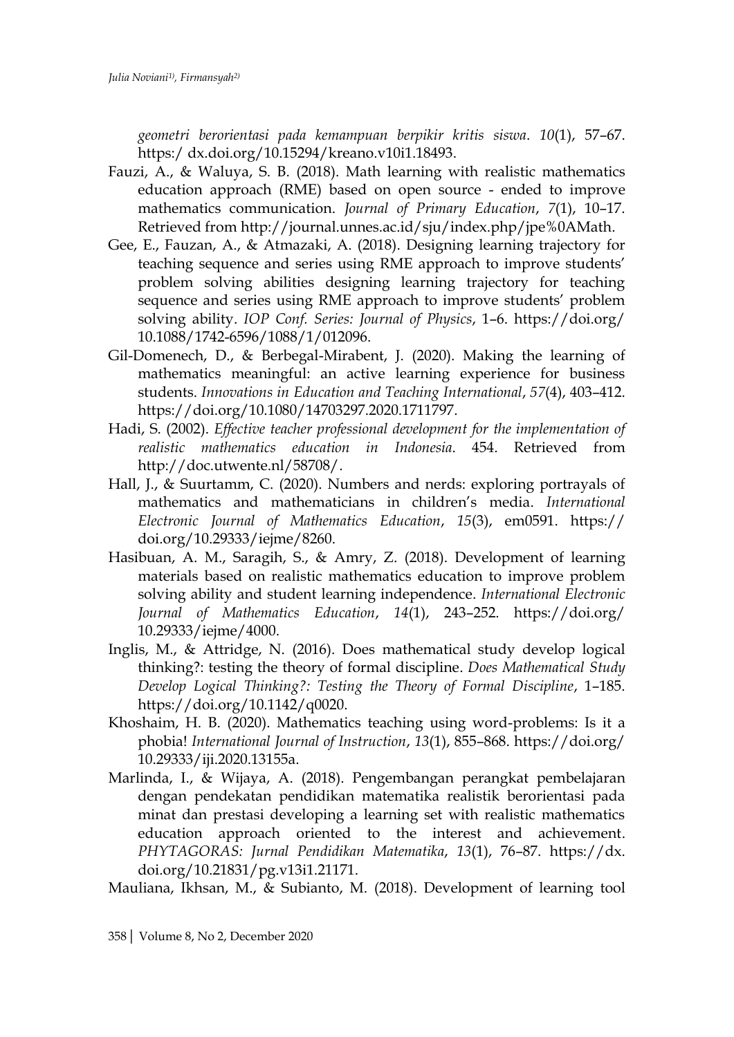*geometri berorientasi pada kemampuan berpikir kritis siswa*. *10*(1), 57–67. https:/ dx.doi.org/10.15294/kreano.v10i1.18493.

Fauzi, A., & Waluya, S. B. (2018). Math learning with realistic mathematics education approach (RME) based on open source - ended to improve mathematics communication. *Journal of Primary Education*, *7*(1), 10–17. Retrieved from http://journal.unnes.ac.id/sju/index.php/jpe%0AMath.

Gee, E., Fauzan, A., & Atmazaki, A. (2018). Designing learning trajectory for teaching sequence and series using RME approach to improve students' problem solving abilities designing learning trajectory for teaching sequence and series using RME approach to improve students' problem solving ability. *IOP Conf. Series: Journal of Physics*, 1–6. https://doi.org/ 10.1088/1742-6596/1088/1/012096.

Gil-Domenech, D., & Berbegal-Mirabent, J. (2020). Making the learning of mathematics meaningful: an active learning experience for business students. *Innovations in Education and Teaching International*, *57*(4), 403–412. https://doi.org/10.1080/14703297.2020.1711797.

Hadi, S. (2002). *Effective teacher professional development for the implementation of realistic mathematics education in Indonesia*. 454. Retrieved from http://doc.utwente.nl/58708/.

Hall, J., & Suurtamm, C. (2020). Numbers and nerds: exploring portrayals of mathematics and mathematicians in children's media. *International Electronic Journal of Mathematics Education*, *15*(3), em0591. https:// doi.org/10.29333/iejme/8260.

Hasibuan, A. M., Saragih, S., & Amry, Z. (2018). Development of learning materials based on realistic mathematics education to improve problem solving ability and student learning independence. *International Electronic Journal of Mathematics Education*, *14*(1), 243–252. https://doi.org/ 10.29333/iejme/4000.

Inglis, M., & Attridge, N. (2016). Does mathematical study develop logical thinking?: testing the theory of formal discipline. *Does Mathematical Study Develop Logical Thinking?: Testing the Theory of Formal Discipline*, 1–185. https://doi.org/10.1142/q0020.

Khoshaim, H. B. (2020). Mathematics teaching using word-problems: Is it a phobia! *International Journal of Instruction*, *13*(1), 855–868. https://doi.org/ 10.29333/iji.2020.13155a.

Marlinda, I., & Wijaya, A. (2018). Pengembangan perangkat pembelajaran dengan pendekatan pendidikan matematika realistik berorientasi pada minat dan prestasi developing a learning set with realistic mathematics education approach oriented to the interest and achievement. *PHYTAGORAS: Jurnal Pendidikan Matematika*, *13*(1), 76–87. https://dx. doi.org/10.21831/pg.v13i1.21171.

Mauliana, Ikhsan, M., & Subianto, M. (2018). Development of learning tool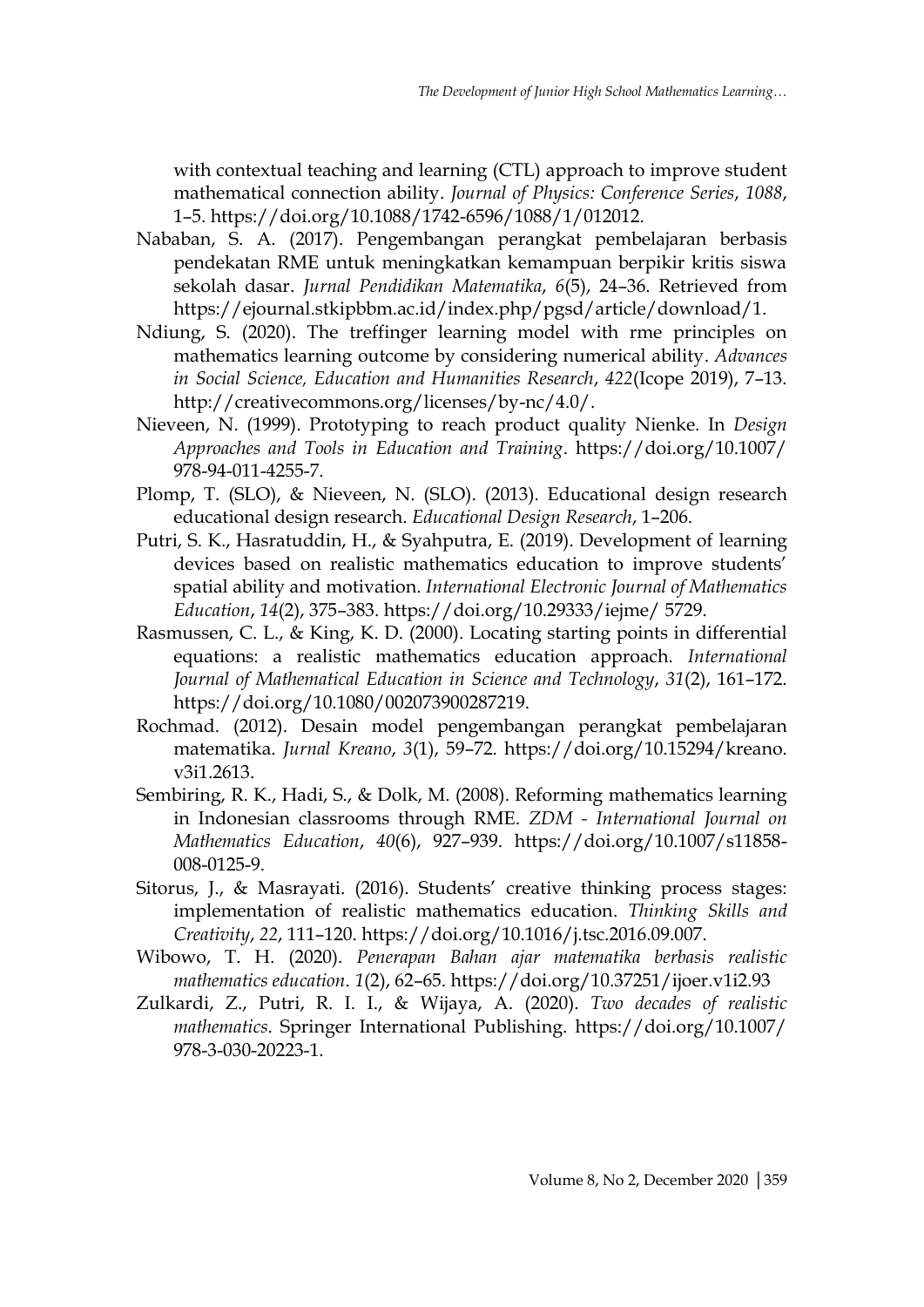with contextual teaching and learning (CTL) approach to improve student mathematical connection ability. *Journal of Physics: Conference Series*, *1088*, 1–5. https://doi.org/10.1088/1742-6596/1088/1/012012.

Nababan, S. A. (2017). Pengembangan perangkat pembelajaran berbasis pendekatan RME untuk meningkatkan kemampuan berpikir kritis siswa sekolah dasar. *Jurnal Pendidikan Matematika*, *6*(5), 24–36. Retrieved from https://ejournal.stkipbbm.ac.id/index.php/pgsd/article/download/1.

Ndiung, S. (2020). The treffinger learning model with rme principles on mathematics learning outcome by considering numerical ability. *Advances in Social Science, Education and Humanities Research*, *422*(Icope 2019), 7–13. http://creativecommons.org/licenses/by-nc/4.0/.

Nieveen, N. (1999). Prototyping to reach product quality Nienke. In *Design Approaches and Tools in Education and Training*. https://doi.org/10.1007/978-94-011-4255-7.

Plomp, T. (SLO), & Nieveen, N. (SLO). (2013). Educational design research educational design research. *Educational Design Research*, 1–206.

Putri, S. K., Hasratuddin, H., & Syahputra, E. (2019). Development of learning devices based on realistic mathematics education to improve students' spatial ability and motivation. *International Electronic Journal of Mathematics Education*, *14*(2), 375–383. https://doi.org/10.29333/iejme/ 5729.

Rasmussen, C. L., & King, K. D. (2000). Locating starting points in differential equations: a realistic mathematics education approach. *International Journal of Mathematical Education in Science and Technology*, *31*(2), 161–172. https://doi.org/10.1080/002073900287219.

Rochmad. (2012). Desain model pengembangan perangkat pembelajaran matematika. *Jurnal Kreano*, *3*(1), 59–72. https://doi.org/10.15294/kreano.v3i1.2613.

Sembiring, R. K., Hadi, S., & Dolk, M. (2008). Reforming mathematics learning in Indonesian classrooms through RME. *ZDM - International Journal on Mathematics Education*, *40*(6), 927–939. https://doi.org/10.1007/s11858-008-0125-9.

Sitorus, J., & Masrayati. (2016). Students' creative thinking process stages: implementation of realistic mathematics education. *Thinking Skills and Creativity*, *22*, 111–120. https://doi.org/10.1016/j.tsc.2016.09.007.

Wibowo, T. H. (2020). *Penerapan Bahan ajar matematika berbasis realistic mathematics education*. *1*(2), 62–65. https://doi.org/10.37251/ijoer.v1i2.93

Zulkardi, Z., Putri, R. I. I., & Wijaya, A. (2020). *Two decades of realistic mathematics*. Springer International Publishing. https://doi.org/10.1007/978-3-030-20223-1.